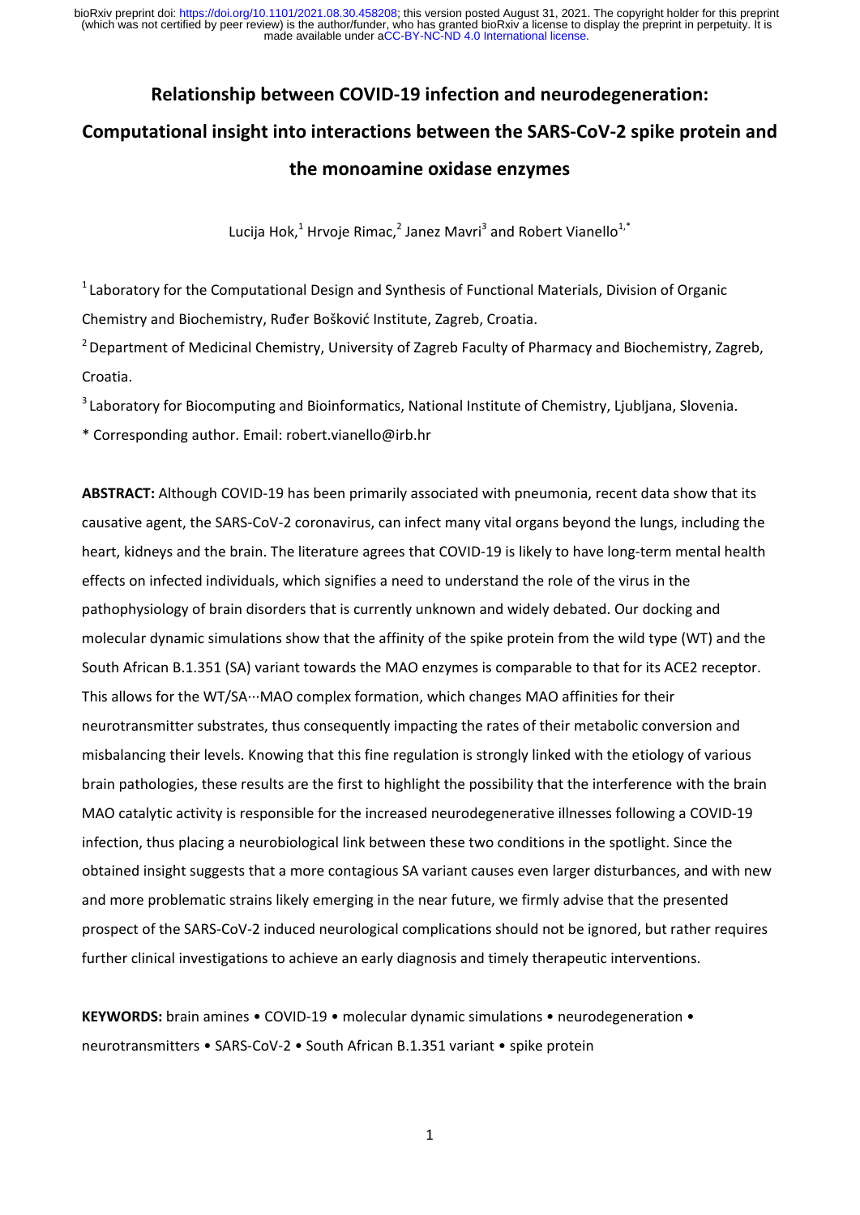# Relationship between COVID-19 infection and neurodegeneration: Computational insight into interactions between the SARS-CoV-2 spike protein and the monoamine oxidase enzymes

Lucija Hok,[1] Hrvoje Rimac,[2] Janez Mavri[3] and Robert Vianello[1,*]

[1] Laboratory for the Computational Design and Synthesis of Functional Materials, Division of Organic Chemistry and Biochemistry, Ruđer Bošković Institute, Zagreb, Croatia.

[2] Department of Medicinal Chemistry, University of Zagreb Faculty of Pharmacy and Biochemistry, Zagreb, Croatia.

[3] Laboratory for Biocomputing and Bioinformatics, National Institute of Chemistry, Ljubljana, Slovenia.

\* Corresponding author. Email: robert.vianello@irb.hr

**ABSTRACT:** Although COVID-19 has been primarily associated with pneumonia, recent data show that its causative agent, the SARS-CoV-2 coronavirus, can infect many vital organs beyond the lungs, including the heart, kidneys and the brain. The literature agrees that COVID-19 is likely to have long-term mental health effects on infected individuals, which signifies a need to understand the role of the virus in the pathophysiology of brain disorders that is currently unknown and widely debated. Our docking and molecular dynamic simulations show that the affinity of the spike protein from the wild type (WT) and the South African B.1.351 (SA) variant towards the MAO enzymes is comparable to that for its ACE2 receptor. This allows for the WT/SA···MAO complex formation, which changes MAO affinities for their neurotransmitter substrates, thus consequently impacting the rates of their metabolic conversion and misbalancing their levels. Knowing that this fine regulation is strongly linked with the etiology of various brain pathologies, these results are the first to highlight the possibility that the interference with the brain MAO catalytic activity is responsible for the increased neurodegenerative illnesses following a COVID-19 infection, thus placing a neurobiological link between these two conditions in the spotlight. Since the obtained insight suggests that a more contagious SA variant causes even larger disturbances, and with new and more problematic strains likely emerging in the near future, we firmly advise that the presented prospect of the SARS-CoV-2 induced neurological complications should not be ignored, but rather requires further clinical investigations to achieve an early diagnosis and timely therapeutic interventions.

**KEYWORDS:** brain amines • COVID-19 • molecular dynamic simulations • neurodegeneration • neurotransmitters • SARS-CoV-2 • South African B.1.351 variant • spike protein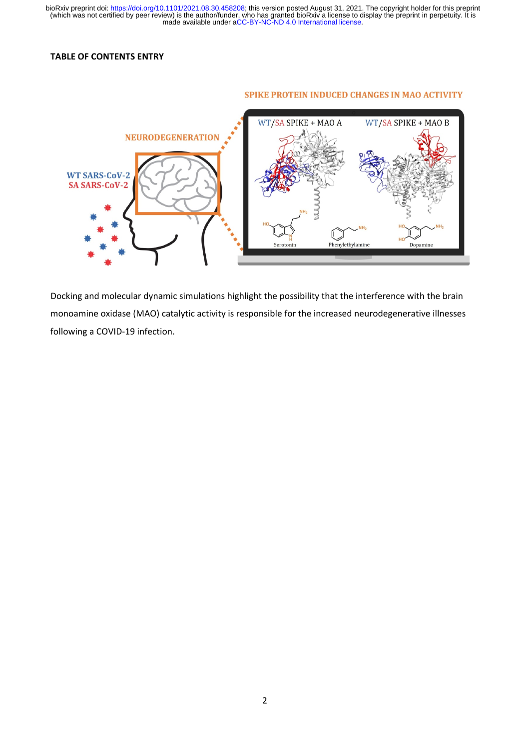**TABLE OF CONTENTS ENTRY**

Docking and molecular dynamic simulations highlight the possibility that the interference with the brain monoamine oxidase (MAO) catalytic activity is responsible for the increased neurodegenerative illnesses following a COVID-19 infection.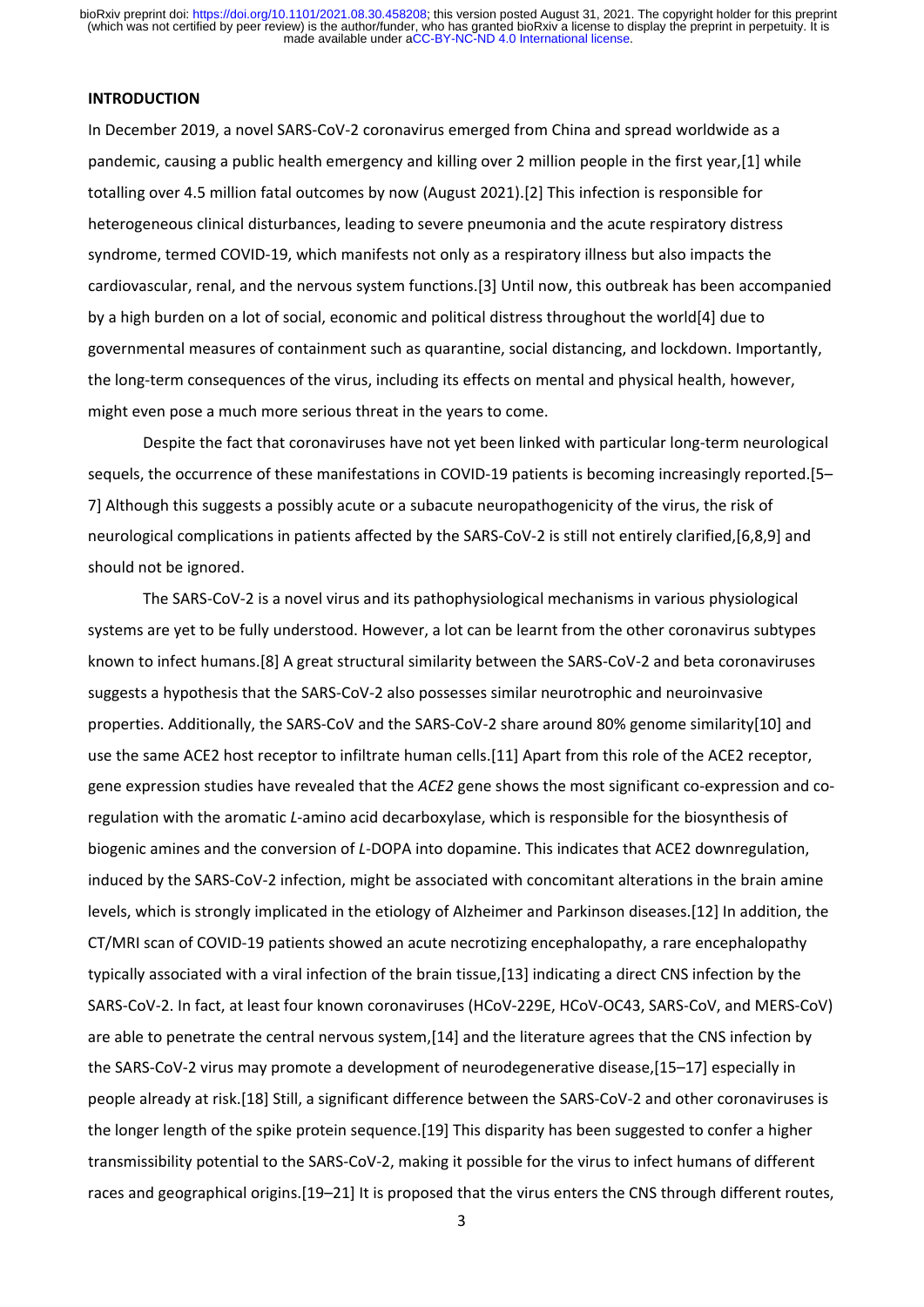## INTRODUCTION

In December 2019, a novel SARS-CoV-2 coronavirus emerged from China and spread worldwide as a pandemic, causing a public health emergency and killing over 2 million people in the first year,[1] while totalling over 4.5 million fatal outcomes by now (August 2021).[2] This infection is responsible for heterogeneous clinical disturbances, leading to severe pneumonia and the acute respiratory distress syndrome, termed COVID-19, which manifests not only as a respiratory illness but also impacts the cardiovascular, renal, and the nervous system functions.[3] Until now, this outbreak has been accompanied by a high burden on a lot of social, economic and political distress throughout the world[4] due to governmental measures of containment such as quarantine, social distancing, and lockdown. Importantly, the long-term consequences of the virus, including its effects on mental and physical health, however, might even pose a much more serious threat in the years to come.

Despite the fact that coronaviruses have not yet been linked with particular long-term neurological sequels, the occurrence of these manifestations in COVID-19 patients is becoming increasingly reported.[5–7] Although this suggests a possibly acute or a subacute neuropathogenicity of the virus, the risk of neurological complications in patients affected by the SARS-CoV-2 is still not entirely clarified,[6,8,9] and should not be ignored.

The SARS-CoV-2 is a novel virus and its pathophysiological mechanisms in various physiological systems are yet to be fully understood. However, a lot can be learnt from the other coronavirus subtypes known to infect humans.[8] A great structural similarity between the SARS-CoV-2 and beta coronaviruses suggests a hypothesis that the SARS-CoV-2 also possesses similar neurotrophic and neuroinvasive properties. Additionally, the SARS-CoV and the SARS-CoV-2 share around 80% genome similarity[10] and use the same ACE2 host receptor to infiltrate human cells.[11] Apart from this role of the ACE2 receptor, gene expression studies have revealed that the *ACE2* gene shows the most significant co-expression and co-regulation with the aromatic *L*-amino acid decarboxylase, which is responsible for the biosynthesis of biogenic amines and the conversion of *L*-DOPA into dopamine. This indicates that ACE2 downregulation, induced by the SARS-CoV-2 infection, might be associated with concomitant alterations in the brain amine levels, which is strongly implicated in the etiology of Alzheimer and Parkinson diseases.[12] In addition, the CT/MRI scan of COVID-19 patients showed an acute necrotizing encephalopathy, a rare encephalopathy typically associated with a viral infection of the brain tissue,[13] indicating a direct CNS infection by the SARS-CoV-2. In fact, at least four known coronaviruses (HCoV-229E, HCoV-OC43, SARS-CoV, and MERS-CoV) are able to penetrate the central nervous system,[14] and the literature agrees that the CNS infection by the SARS-CoV-2 virus may promote a development of neurodegenerative disease,[15–17] especially in people already at risk.[18] Still, a significant difference between the SARS-CoV-2 and other coronaviruses is the longer length of the spike protein sequence.[19] This disparity has been suggested to confer a higher transmissibility potential to the SARS-CoV-2, making it possible for the virus to infect humans of different races and geographical origins.[19–21] It is proposed that the virus enters the CNS through different routes,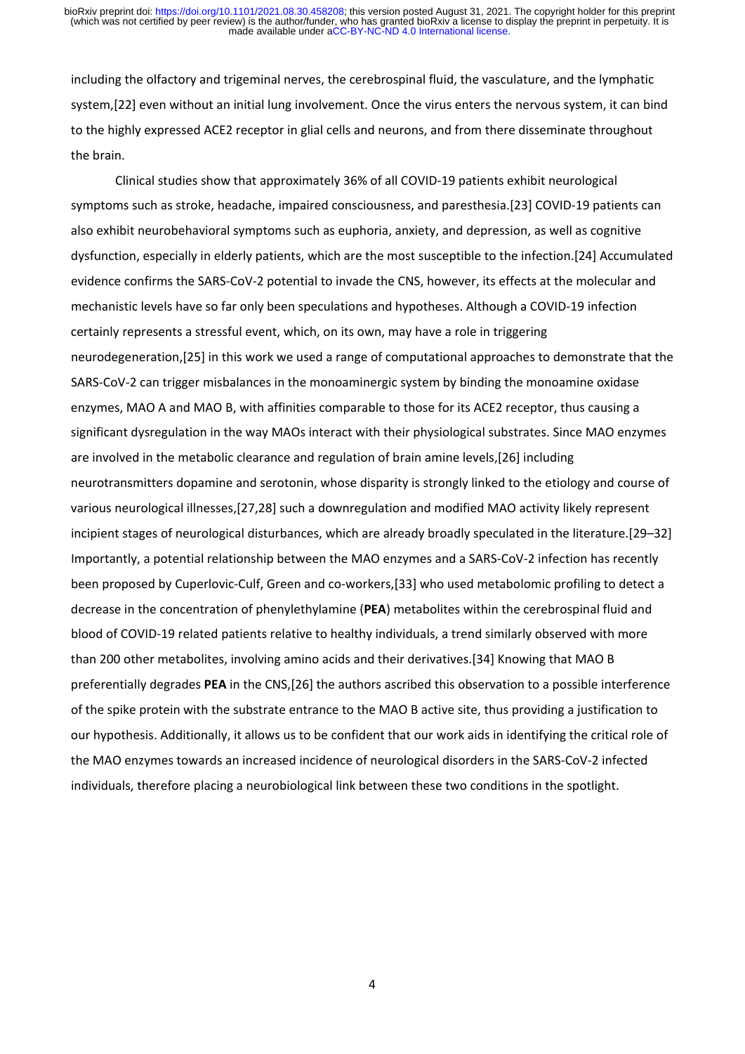including the olfactory and trigeminal nerves, the cerebrospinal fluid, the vasculature, and the lymphatic system,[22] even without an initial lung involvement. Once the virus enters the nervous system, it can bind to the highly expressed ACE2 receptor in glial cells and neurons, and from there disseminate throughout the brain.

Clinical studies show that approximately 36% of all COVID-19 patients exhibit neurological symptoms such as stroke, headache, impaired consciousness, and paresthesia.[23] COVID-19 patients can also exhibit neurobehavioral symptoms such as euphoria, anxiety, and depression, as well as cognitive dysfunction, especially in elderly patients, which are the most susceptible to the infection.[24] Accumulated evidence confirms the SARS-CoV-2 potential to invade the CNS, however, its effects at the molecular and mechanistic levels have so far only been speculations and hypotheses. Although a COVID-19 infection certainly represents a stressful event, which, on its own, may have a role in triggering neurodegeneration,[25] in this work we used a range of computational approaches to demonstrate that the SARS-CoV-2 can trigger misbalances in the monoaminergic system by binding the monoamine oxidase enzymes, MAO A and MAO B, with affinities comparable to those for its ACE2 receptor, thus causing a significant dysregulation in the way MAOs interact with their physiological substrates. Since MAO enzymes are involved in the metabolic clearance and regulation of brain amine levels,[26] including neurotransmitters dopamine and serotonin, whose disparity is strongly linked to the etiology and course of various neurological illnesses,[27,28] such a downregulation and modified MAO activity likely represent incipient stages of neurological disturbances, which are already broadly speculated in the literature.[29–32] Importantly, a potential relationship between the MAO enzymes and a SARS-CoV-2 infection has recently been proposed by Cuperlovic-Culf, Green and co-workers,[33] who used metabolomic profiling to detect a decrease in the concentration of phenylethylamine (**PEA**) metabolites within the cerebrospinal fluid and blood of COVID-19 related patients relative to healthy individuals, a trend similarly observed with more than 200 other metabolites, involving amino acids and their derivatives.[34] Knowing that MAO B preferentially degrades **PEA** in the CNS,[26] the authors ascribed this observation to a possible interference of the spike protein with the substrate entrance to the MAO B active site, thus providing a justification to our hypothesis. Additionally, it allows us to be confident that our work aids in identifying the critical role of the MAO enzymes towards an increased incidence of neurological disorders in the SARS-CoV-2 infected individuals, therefore placing a neurobiological link between these two conditions in the spotlight.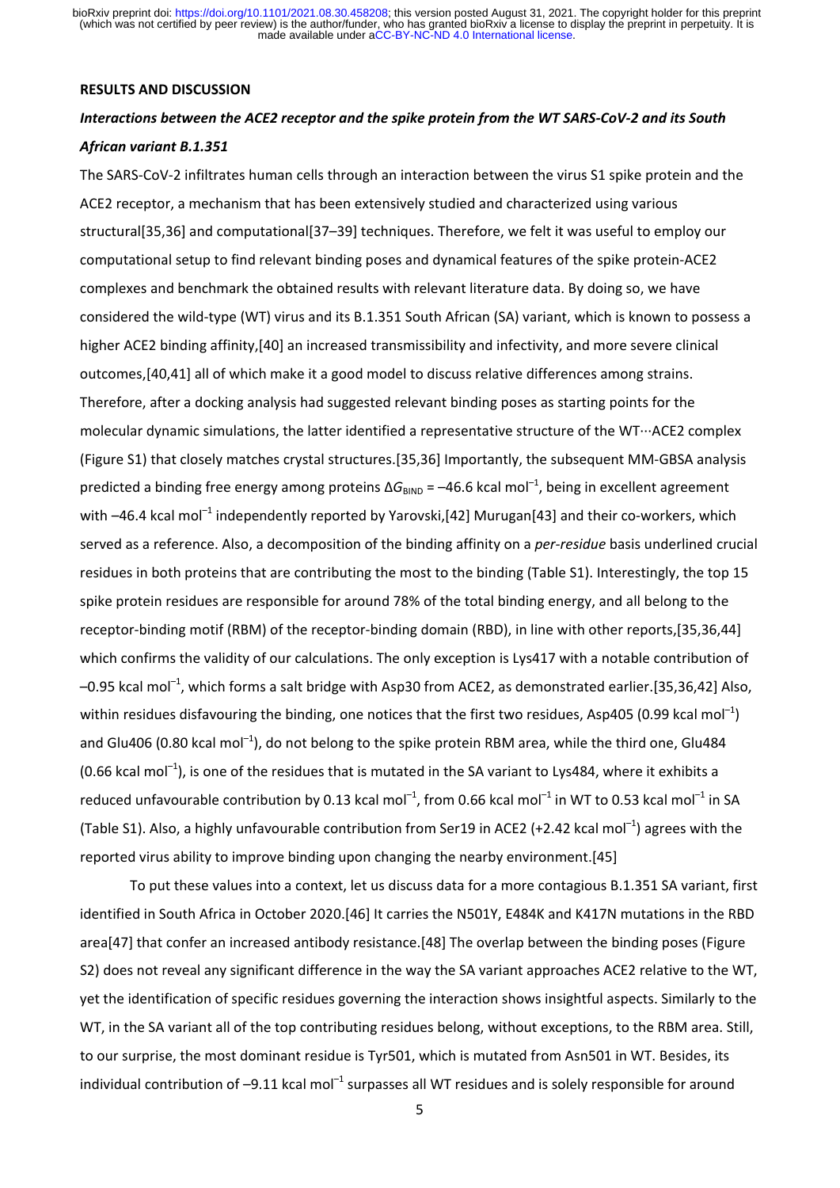**RESULTS AND DISCUSSION**

***Interactions between the ACE2 receptor and the spike protein from the WT SARS-CoV-2 and its South African variant B.1.351***

The SARS-CoV-2 infiltrates human cells through an interaction between the virus S1 spike protein and the ACE2 receptor, a mechanism that has been extensively studied and characterized using various structural[35,36] and computational[37–39] techniques. Therefore, we felt it was useful to employ our computational setup to find relevant binding poses and dynamical features of the spike protein-ACE2 complexes and benchmark the obtained results with relevant literature data. By doing so, we have considered the wild-type (WT) virus and its B.1.351 South African (SA) variant, which is known to possess a higher ACE2 binding affinity,[40] an increased transmissibility and infectivity, and more severe clinical outcomes,[40,41] all of which make it a good model to discuss relative differences among strains. Therefore, after a docking analysis had suggested relevant binding poses as starting points for the molecular dynamic simulations, the latter identified a representative structure of the WT···ACE2 complex (Figure S1) that closely matches crystal structures.[35,36] Importantly, the subsequent MM-GBSA analysis predicted a binding free energy among proteins $\Delta G_{\mathrm{BIND}}$ = –46.6 kcal mol$^{-1}$, being in excellent agreement with –46.4 kcal mol$^{-1}$ independently reported by Yarovski,[42] Murugan[43] and their co-workers, which served as a reference. Also, a decomposition of the binding affinity on a *per-residue* basis underlined crucial residues in both proteins that are contributing the most to the binding (Table S1). Interestingly, the top 15 spike protein residues are responsible for around 78% of the total binding energy, and all belong to the receptor-binding motif (RBM) of the receptor-binding domain (RBD), in line with other reports,[35,36,44] which confirms the validity of our calculations. The only exception is Lys417 with a notable contribution of –0.95 kcal mol$^{-1}$, which forms a salt bridge with Asp30 from ACE2, as demonstrated earlier.[35,36,42] Also, within residues disfavouring the binding, one notices that the first two residues, Asp405 (0.99 kcal mol$^{-1}$) and Glu406 (0.80 kcal mol$^{-1}$), do not belong to the spike protein RBM area, while the third one, Glu484 (0.66 kcal mol$^{-1}$), is one of the residues that is mutated in the SA variant to Lys484, where it exhibits a reduced unfavourable contribution by 0.13 kcal mol$^{-1}$, from 0.66 kcal mol$^{-1}$ in WT to 0.53 kcal mol$^{-1}$ in SA (Table S1). Also, a highly unfavourable contribution from Ser19 in ACE2 (+2.42 kcal mol$^{-1}$) agrees with the reported virus ability to improve binding upon changing the nearby environment.[45]

To put these values into a context, let us discuss data for a more contagious B.1.351 SA variant, first identified in South Africa in October 2020.[46] It carries the N501Y, E484K and K417N mutations in the RBD area[47] that confer an increased antibody resistance.[48] The overlap between the binding poses (Figure S2) does not reveal any significant difference in the way the SA variant approaches ACE2 relative to the WT, yet the identification of specific residues governing the interaction shows insightful aspects. Similarly to the WT, in the SA variant all of the top contributing residues belong, without exceptions, to the RBM area. Still, to our surprise, the most dominant residue is Tyr501, which is mutated from Asn501 in WT. Besides, its individual contribution of –9.11 kcal mol$^{-1}$ surpasses all WT residues and is solely responsible for around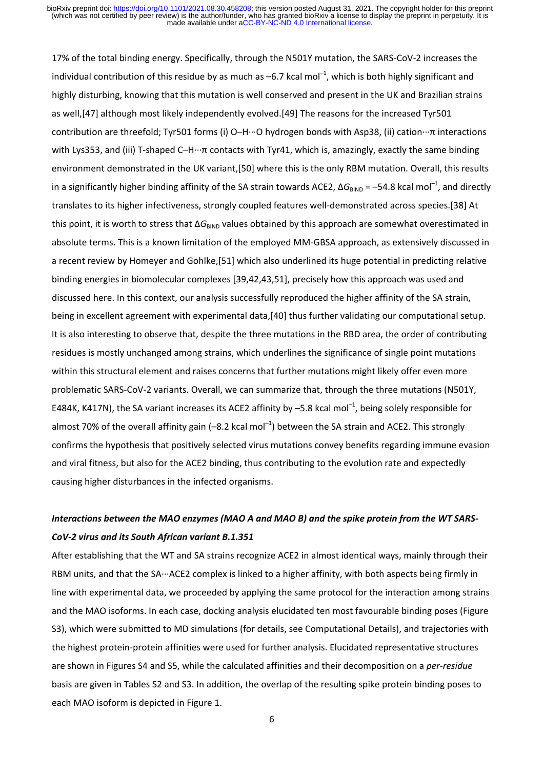17% of the total binding energy. Specifically, through the N501Y mutation, the SARS-CoV-2 increases the individual contribution of this residue by as much as $-6.7$ kcal mol$^{-1}$, which is both highly significant and highly disturbing, knowing that this mutation is well conserved and present in the UK and Brazilian strains as well,[47] although most likely independently evolved.[49] The reasons for the increased Tyr501 contribution are threefold; Tyr501 forms (i) O–H···O hydrogen bonds with Asp38, (ii) cation···π interactions with Lys353, and (iii) T-shaped C–H···π contacts with Tyr41, which is, amazingly, exactly the same binding environment demonstrated in the UK variant,[50] where this is the only RBM mutation. Overall, this results in a significantly higher binding affinity of the SA strain towards ACE2, $\Delta G_{BIND} = -54.8$ kcal mol$^{-1}$, and directly translates to its higher infectiveness, strongly coupled features well-demonstrated across species.[38] At this point, it is worth to stress that $\Delta G_{BIND}$ values obtained by this approach are somewhat overestimated in absolute terms. This is a known limitation of the employed MM-GBSA approach, as extensively discussed in a recent review by Homeyer and Gohlke,[51] which also underlined its huge potential in predicting relative binding energies in biomolecular complexes [39,42,43,51], precisely how this approach was used and discussed here. In this context, our analysis successfully reproduced the higher affinity of the SA strain, being in excellent agreement with experimental data,[40] thus further validating our computational setup. It is also interesting to observe that, despite the three mutations in the RBD area, the order of contributing residues is mostly unchanged among strains, which underlines the significance of single point mutations within this structural element and raises concerns that further mutations might likely offer even more problematic SARS-CoV-2 variants. Overall, we can summarize that, through the three mutations (N501Y, E484K, K417N), the SA variant increases its ACE2 affinity by $-5.8$ kcal mol$^{-1}$, being solely responsible for almost 70% of the overall affinity gain ($-8.2$ kcal mol$^{-1}$) between the SA strain and ACE2. This strongly confirms the hypothesis that positively selected virus mutations convey benefits regarding immune evasion and viral fitness, but also for the ACE2 binding, thus contributing to the evolution rate and expectedly causing higher disturbances in the infected organisms.

### *Interactions between the MAO enzymes (MAO A and MAO B) and the spike protein from the WT SARS-CoV-2 virus and its South African variant B.1.351*

After establishing that the WT and SA strains recognize ACE2 in almost identical ways, mainly through their RBM units, and that the SA···ACE2 complex is linked to a higher affinity, with both aspects being firmly in line with experimental data, we proceeded by applying the same protocol for the interaction among strains and the MAO isoforms. In each case, docking analysis elucidated ten most favourable binding poses (Figure S3), which were submitted to MD simulations (for details, see Computational Details), and trajectories with the highest protein-protein affinities were used for further analysis. Elucidated representative structures are shown in Figures S4 and S5, while the calculated affinities and their decomposition on a *per-residue* basis are given in Tables S2 and S3. In addition, the overlap of the resulting spike protein binding poses to each MAO isoform is depicted in Figure 1.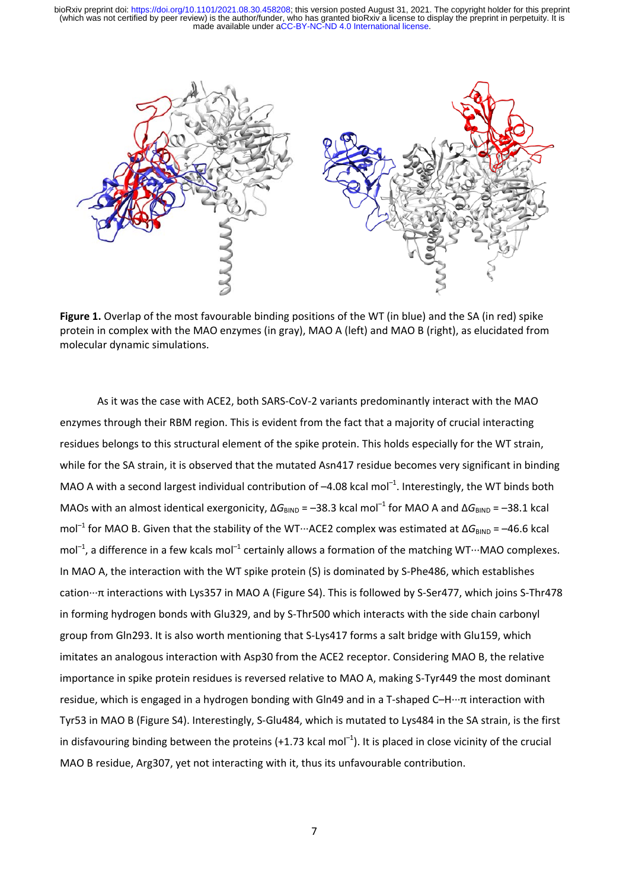**Figure 1.** Overlap of the most favourable binding positions of the WT (in blue) and the SA (in red) spike protein in complex with the MAO enzymes (in gray), MAO A (left) and MAO B (right), as elucidated from molecular dynamic simulations.

As it was the case with ACE2, both SARS-CoV-2 variants predominantly interact with the MAO enzymes through their RBM region. This is evident from the fact that a majority of crucial interacting residues belongs to this structural element of the spike protein. This holds especially for the WT strain, while for the SA strain, it is observed that the mutated Asn417 residue becomes very significant in binding MAO A with a second largest individual contribution of –4.08 kcal mol$^{-1}$. Interestingly, the WT binds both MAOs with an almost identical exergonicity, $\Delta G_{\mathrm{BIND}}$ = –38.3 kcal mol$^{-1}$ for MAO A and $\Delta G_{\mathrm{BIND}}$ = –38.1 kcal mol$^{-1}$ for MAO B. Given that the stability of the WT···ACE2 complex was estimated at $\Delta G_{\mathrm{BIND}}$ = –46.6 kcal mol$^{-1}$, a difference in a few kcals mol$^{-1}$ certainly allows a formation of the matching WT···MAO complexes. In MAO A, the interaction with the WT spike protein (S) is dominated by S-Phe486, which establishes cation···π interactions with Lys357 in MAO A (Figure S4). This is followed by S-Ser477, which joins S-Thr478 in forming hydrogen bonds with Glu329, and by S-Thr500 which interacts with the side chain carbonyl group from Gln293. It is also worth mentioning that S-Lys417 forms a salt bridge with Glu159, which imitates an analogous interaction with Asp30 from the ACE2 receptor. Considering MAO B, the relative importance in spike protein residues is reversed relative to MAO A, making S-Tyr449 the most dominant residue, which is engaged in a hydrogen bonding with Gln49 and in a T-shaped C–H···π interaction with Tyr53 in MAO B (Figure S4). Interestingly, S-Glu484, which is mutated to Lys484 in the SA strain, is the first in disfavouring binding between the proteins (+1.73 kcal mol$^{-1}$). It is placed in close vicinity of the crucial MAO B residue, Arg307, yet not interacting with it, thus its unfavourable contribution.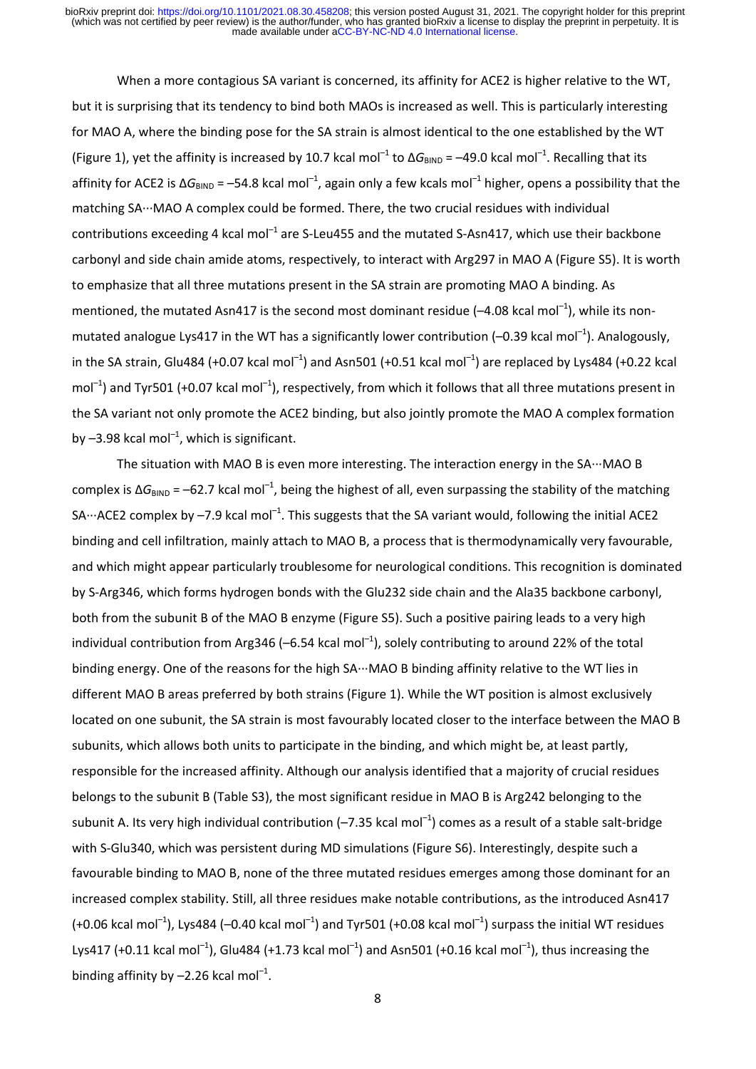When a more contagious SA variant is concerned, its affinity for ACE2 is higher relative to the WT, but it is surprising that its tendency to bind both MAOs is increased as well. This is particularly interesting for MAO A, where the binding pose for the SA strain is almost identical to the one established by the WT (Figure 1), yet the affinity is increased by 10.7 kcal mol$^{-1}$ to $\Delta G_{\text{BIND}}$ = –49.0 kcal mol$^{-1}$. Recalling that its affinity for ACE2 is $\Delta G_{\text{BIND}}$ = –54.8 kcal mol$^{-1}$, again only a few kcals mol$^{-1}$ higher, opens a possibility that the matching SA···MAO A complex could be formed. There, the two crucial residues with individual contributions exceeding 4 kcal mol$^{-1}$ are S-Leu455 and the mutated S-Asn417, which use their backbone carbonyl and side chain amide atoms, respectively, to interact with Arg297 in MAO A (Figure S5). It is worth to emphasize that all three mutations present in the SA strain are promoting MAO A binding. As mentioned, the mutated Asn417 is the second most dominant residue (–4.08 kcal mol$^{-1}$), while its non-mutated analogue Lys417 in the WT has a significantly lower contribution (–0.39 kcal mol$^{-1}$). Analogously, in the SA strain, Glu484 (+0.07 kcal mol$^{-1}$) and Asn501 (+0.51 kcal mol$^{-1}$) are replaced by Lys484 (+0.22 kcal mol$^{-1}$) and Tyr501 (+0.07 kcal mol$^{-1}$), respectively, from which it follows that all three mutations present in the SA variant not only promote the ACE2 binding, but also jointly promote the MAO A complex formation by –3.98 kcal mol$^{-1}$, which is significant.

The situation with MAO B is even more interesting. The interaction energy in the SA···MAO B complex is $\Delta G_{\text{BIND}}$ = –62.7 kcal mol$^{-1}$, being the highest of all, even surpassing the stability of the matching SA···ACE2 complex by –7.9 kcal mol$^{-1}$. This suggests that the SA variant would, following the initial ACE2 binding and cell infiltration, mainly attach to MAO B, a process that is thermodynamically very favourable, and which might appear particularly troublesome for neurological conditions. This recognition is dominated by S-Arg346, which forms hydrogen bonds with the Glu232 side chain and the Ala35 backbone carbonyl, both from the subunit B of the MAO B enzyme (Figure S5). Such a positive pairing leads to a very high individual contribution from Arg346 (–6.54 kcal mol$^{-1}$), solely contributing to around 22% of the total binding energy. One of the reasons for the high SA···MAO B binding affinity relative to the WT lies in different MAO B areas preferred by both strains (Figure 1). While the WT position is almost exclusively located on one subunit, the SA strain is most favourably located closer to the interface between the MAO B subunits, which allows both units to participate in the binding, and which might be, at least partly, responsible for the increased affinity. Although our analysis identified that a majority of crucial residues belongs to the subunit B (Table S3), the most significant residue in MAO B is Arg242 belonging to the subunit A. Its very high individual contribution (–7.35 kcal mol$^{-1}$) comes as a result of a stable salt-bridge with S-Glu340, which was persistent during MD simulations (Figure S6). Interestingly, despite such a favourable binding to MAO B, none of the three mutated residues emerges among those dominant for an increased complex stability. Still, all three residues make notable contributions, as the introduced Asn417 (+0.06 kcal mol$^{-1}$), Lys484 (–0.40 kcal mol$^{-1}$) and Tyr501 (+0.08 kcal mol$^{-1}$) surpass the initial WT residues Lys417 (+0.11 kcal mol$^{-1}$), Glu484 (+1.73 kcal mol$^{-1}$) and Asn501 (+0.16 kcal mol$^{-1}$), thus increasing the binding affinity by –2.26 kcal mol$^{-1}$.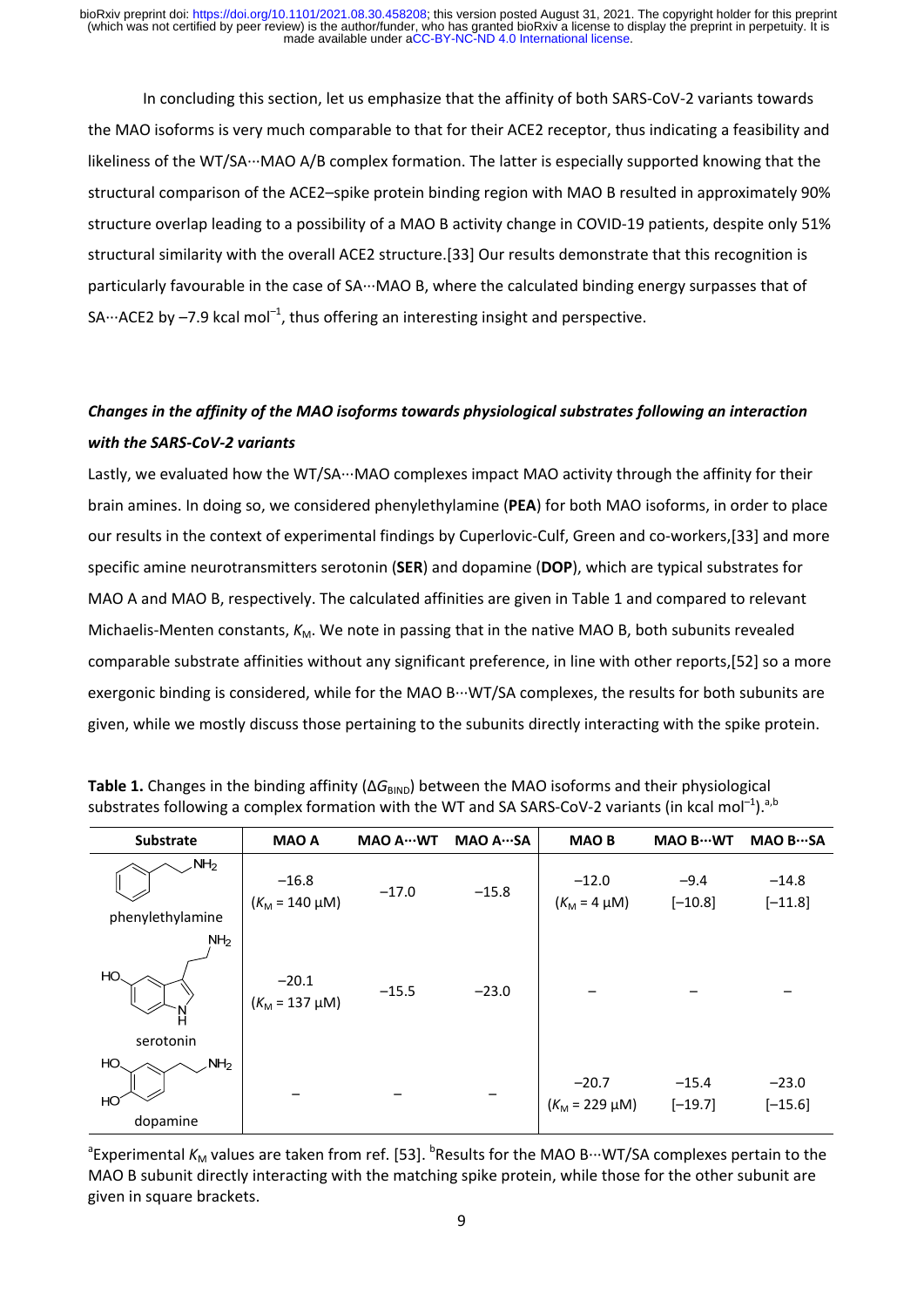In concluding this section, let us emphasize that the affinity of both SARS-CoV-2 variants towards the MAO isoforms is very much comparable to that for their ACE2 receptor, thus indicating a feasibility and likeliness of the WT/SA···MAO A/B complex formation. The latter is especially supported knowing that the structural comparison of the ACE2–spike protein binding region with MAO B resulted in approximately 90% structure overlap leading to a possibility of a MAO B activity change in COVID-19 patients, despite only 51% structural similarity with the overall ACE2 structure.[33] Our results demonstrate that this recognition is particularly favourable in the case of SA···MAO B, where the calculated binding energy surpasses that of SA···ACE2 by –7.9 kcal mol$^{-1}$, thus offering an interesting insight and perspective.

### *Changes in the affinity of the MAO isoforms towards physiological substrates following an interaction with the SARS-CoV-2 variants*

Lastly, we evaluated how the WT/SA···MAO complexes impact MAO activity through the affinity for their brain amines. In doing so, we considered phenylethylamine (**PEA**) for both MAO isoforms, in order to place our results in the context of experimental findings by Cuperlovic-Culf, Green and co-workers,[33] and more specific amine neurotransmitters serotonin (**SER**) and dopamine (**DOP**), which are typical substrates for MAO A and MAO B, respectively. The calculated affinities are given in Table 1 and compared to relevant Michaelis-Menten constants, $K_M$. We note in passing that in the native MAO B, both subunits revealed comparable substrate affinities without any significant preference, in line with other reports,[52] so a more exergonic binding is considered, while for the MAO B···WT/SA complexes, the results for both subunits are given, while we mostly discuss those pertaining to the subunits directly interacting with the spike protein.

**Table 1.** Changes in the binding affinity ($\Delta G_{BIND}$) between the MAO isoforms and their physiological substrates following a complex formation with the WT and SA SARS-CoV-2 variants (in kcal mol$^{-1}$).[a,b]

| Substrate | MAO A | MAO A···WT | MAO A···SA | MAO B | MAO B···WT | MAO B···SA |
|---|---|---|---|---|---|---|
| phenylethylamine | −16.8 ($K_M$ = 140 μM) | −17.0 | −15.8 | −12.0 ($K_M$ = 4 μM) | −9.4 [−10.8] | −14.8 [−11.8] |
| serotonin | −20.1 ($K_M$ = 137 μM) | −15.5 | −23.0 | – | – | – |
| dopamine | – | – | – | −20.7 ($K_M$ = 229 μM) | −15.4 [−19.7] | −23.0 [−15.6] |

[a]Experimental $K_M$ values are taken from ref. [53]. [b]Results for the MAO B···WT/SA complexes pertain to the MAO B subunit directly interacting with the matching spike protein, while those for the other subunit are given in square brackets.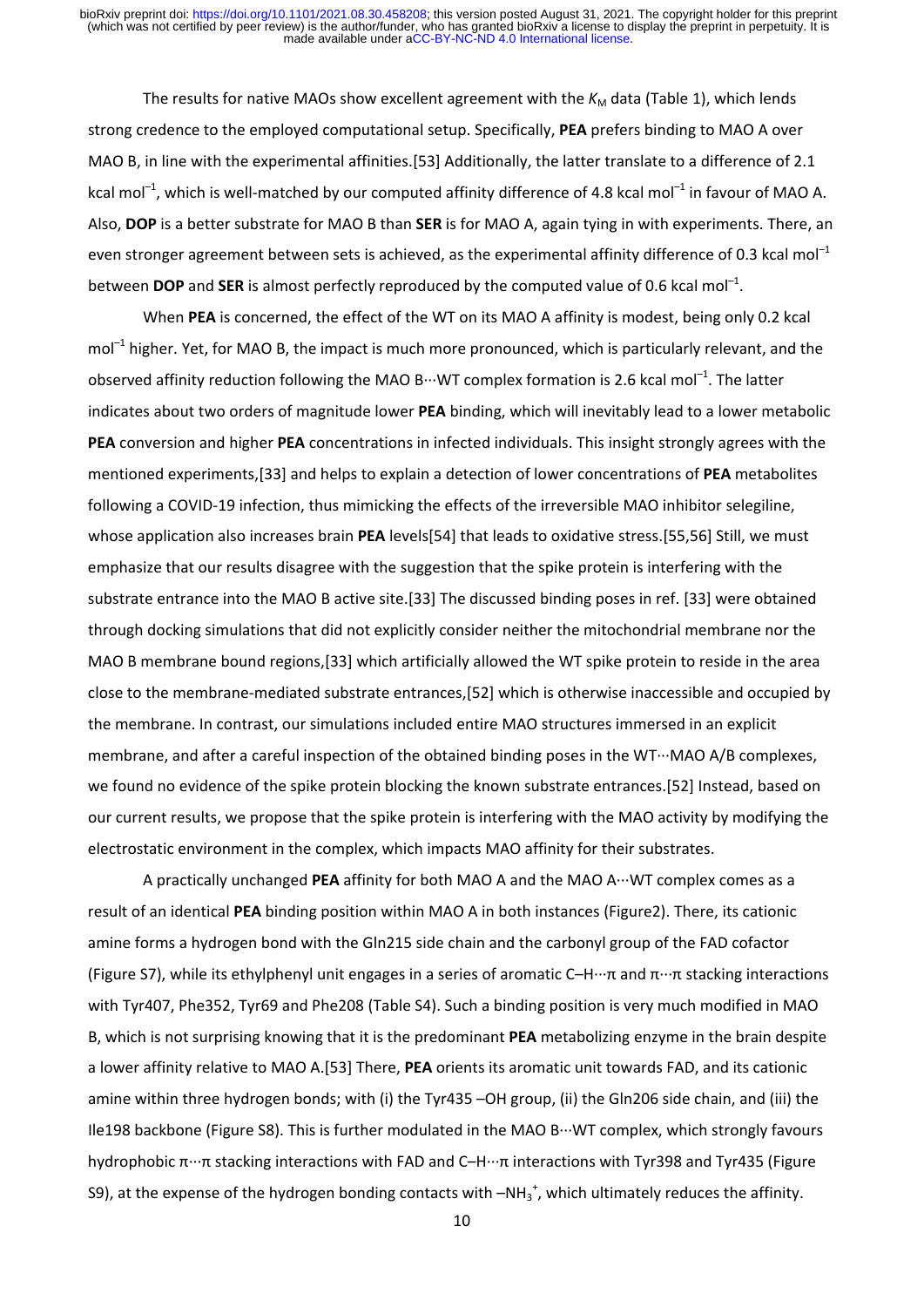The results for native MAOs show excellent agreement with the $K_M$ data (Table 1), which lends strong credence to the employed computational setup. Specifically, **PEA** prefers binding to MAO A over MAO B, in line with the experimental affinities.[53] Additionally, the latter translate to a difference of 2.1 kcal mol$^{-1}$, which is well-matched by our computed affinity difference of 4.8 kcal mol$^{-1}$ in favour of MAO A. Also, **DOP** is a better substrate for MAO B than **SER** is for MAO A, again tying in with experiments. There, an even stronger agreement between sets is achieved, as the experimental affinity difference of 0.3 kcal mol$^{-1}$ between **DOP** and **SER** is almost perfectly reproduced by the computed value of 0.6 kcal mol$^{-1}$.

When **PEA** is concerned, the effect of the WT on its MAO A affinity is modest, being only 0.2 kcal mol$^{-1}$ higher. Yet, for MAO B, the impact is much more pronounced, which is particularly relevant, and the observed affinity reduction following the MAO B···WT complex formation is 2.6 kcal mol$^{-1}$. The latter indicates about two orders of magnitude lower **PEA** binding, which will inevitably lead to a lower metabolic **PEA** conversion and higher **PEA** concentrations in infected individuals. This insight strongly agrees with the mentioned experiments,[33] and helps to explain a detection of lower concentrations of **PEA** metabolites following a COVID-19 infection, thus mimicking the effects of the irreversible MAO inhibitor selegiline, whose application also increases brain **PEA** levels[54] that leads to oxidative stress.[55,56] Still, we must emphasize that our results disagree with the suggestion that the spike protein is interfering with the substrate entrance into the MAO B active site.[33] The discussed binding poses in ref. [33] were obtained through docking simulations that did not explicitly consider neither the mitochondrial membrane nor the MAO B membrane bound regions,[33] which artificially allowed the WT spike protein to reside in the area close to the membrane-mediated substrate entrances,[52] which is otherwise inaccessible and occupied by the membrane. In contrast, our simulations included entire MAO structures immersed in an explicit membrane, and after a careful inspection of the obtained binding poses in the WT···MAO A/B complexes, we found no evidence of the spike protein blocking the known substrate entrances.[52] Instead, based on our current results, we propose that the spike protein is interfering with the MAO activity by modifying the electrostatic environment in the complex, which impacts MAO affinity for their substrates.

A practically unchanged **PEA** affinity for both MAO A and the MAO A···WT complex comes as a result of an identical **PEA** binding position within MAO A in both instances (Figure2). There, its cationic amine forms a hydrogen bond with the Gln215 side chain and the carbonyl group of the FAD cofactor (Figure S7), while its ethylphenyl unit engages in a series of aromatic C–H···π and π···π stacking interactions with Tyr407, Phe352, Tyr69 and Phe208 (Table S4). Such a binding position is very much modified in MAO B, which is not surprising knowing that it is the predominant **PEA** metabolizing enzyme in the brain despite a lower affinity relative to MAO A.[53] There, **PEA** orients its aromatic unit towards FAD, and its cationic amine within three hydrogen bonds; with (i) the Tyr435 –OH group, (ii) the Gln206 side chain, and (iii) the Ile198 backbone (Figure S8). This is further modulated in the MAO B···WT complex, which strongly favours hydrophobic π···π stacking interactions with FAD and C–H···π interactions with Tyr398 and Tyr435 (Figure S9), at the expense of the hydrogen bonding contacts with $–NH_3^+$, which ultimately reduces the affinity.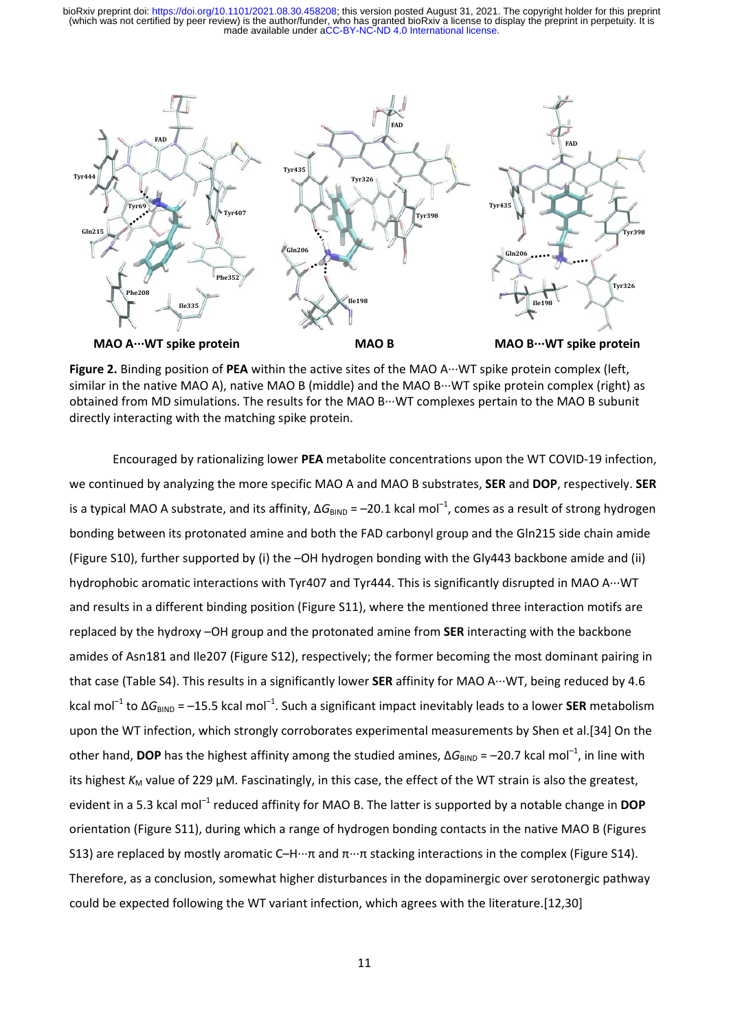MAO A···WT spike protein

MAO B

MAO B···WT spike protein

**Figure 2.** Binding position of **PEA** within the active sites of the MAO A···WT spike protein complex (left, similar in the native MAO A), native MAO B (middle) and the MAO B···WT spike protein complex (right) as obtained from MD simulations. The results for the MAO B···WT complexes pertain to the MAO B subunit directly interacting with the matching spike protein.

Encouraged by rationalizing lower **PEA** metabolite concentrations upon the WT COVID-19 infection, we continued by analyzing the more specific MAO A and MAO B substrates, **SER** and **DOP**, respectively. **SER** is a typical MAO A substrate, and its affinity, $\Delta G_{BIND}$ = –20.1 kcal mol$^{-1}$, comes as a result of strong hydrogen bonding between its protonated amine and both the FAD carbonyl group and the Gln215 side chain amide (Figure S10), further supported by (i) the –OH hydrogen bonding with the Gly443 backbone amide and (ii) hydrophobic aromatic interactions with Tyr407 and Tyr444. This is significantly disrupted in MAO A···WT and results in a different binding position (Figure S11), where the mentioned three interaction motifs are replaced by the hydroxy –OH group and the protonated amine from **SER** interacting with the backbone amides of Asn181 and Ile207 (Figure S12), respectively; the former becoming the most dominant pairing in that case (Table S4). This results in a significantly lower **SER** affinity for MAO A···WT, being reduced by 4.6 kcal mol$^{-1}$ to $\Delta G_{BIND}$ = –15.5 kcal mol$^{-1}$. Such a significant impact inevitably leads to a lower **SER** metabolism upon the WT infection, which strongly corroborates experimental measurements by Shen et al.[34] On the other hand, **DOP** has the highest affinity among the studied amines, $\Delta G_{BIND}$ = –20.7 kcal mol$^{-1}$, in line with its highest $K_M$ value of 229 μM. Fascinatingly, in this case, the effect of the WT strain is also the greatest, evident in a 5.3 kcal mol$^{-1}$ reduced affinity for MAO B. The latter is supported by a notable change in **DOP** orientation (Figure S11), during which a range of hydrogen bonding contacts in the native MAO B (Figures S13) are replaced by mostly aromatic C–H···π and π···π stacking interactions in the complex (Figure S14). Therefore, as a conclusion, somewhat higher disturbances in the dopaminergic over serotonergic pathway could be expected following the WT variant infection, which agrees with the literature.[12,30]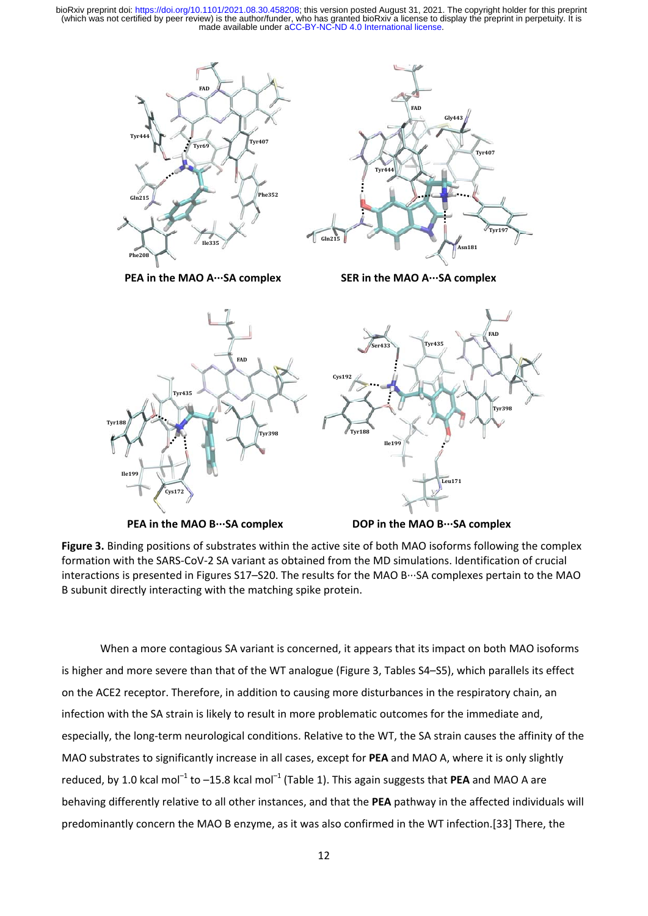**Figure 3.** Binding positions of substrates within the active site of both MAO isoforms following the complex formation with the SARS-CoV-2 SA variant as obtained from the MD simulations. Identification of crucial interactions is presented in Figures S17–S20. The results for the MAO B···SA complexes pertain to the MAO B subunit directly interacting with the matching spike protein.

When a more contagious SA variant is concerned, it appears that its impact on both MAO isoforms is higher and more severe than that of the WT analogue (Figure 3, Tables S4–S5), which parallels its effect on the ACE2 receptor. Therefore, in addition to causing more disturbances in the respiratory chain, an infection with the SA strain is likely to result in more problematic outcomes for the immediate and, especially, the long-term neurological conditions. Relative to the WT, the SA strain causes the affinity of the MAO substrates to significantly increase in all cases, except for **PEA** and MAO A, where it is only slightly reduced, by 1.0 kcal mol$^{-1}$ to –15.8 kcal mol$^{-1}$ (Table 1). This again suggests that **PEA** and MAO A are behaving differently relative to all other instances, and that the **PEA** pathway in the affected individuals will predominantly concern the MAO B enzyme, as it was also confirmed in the WT infection.[33] There, the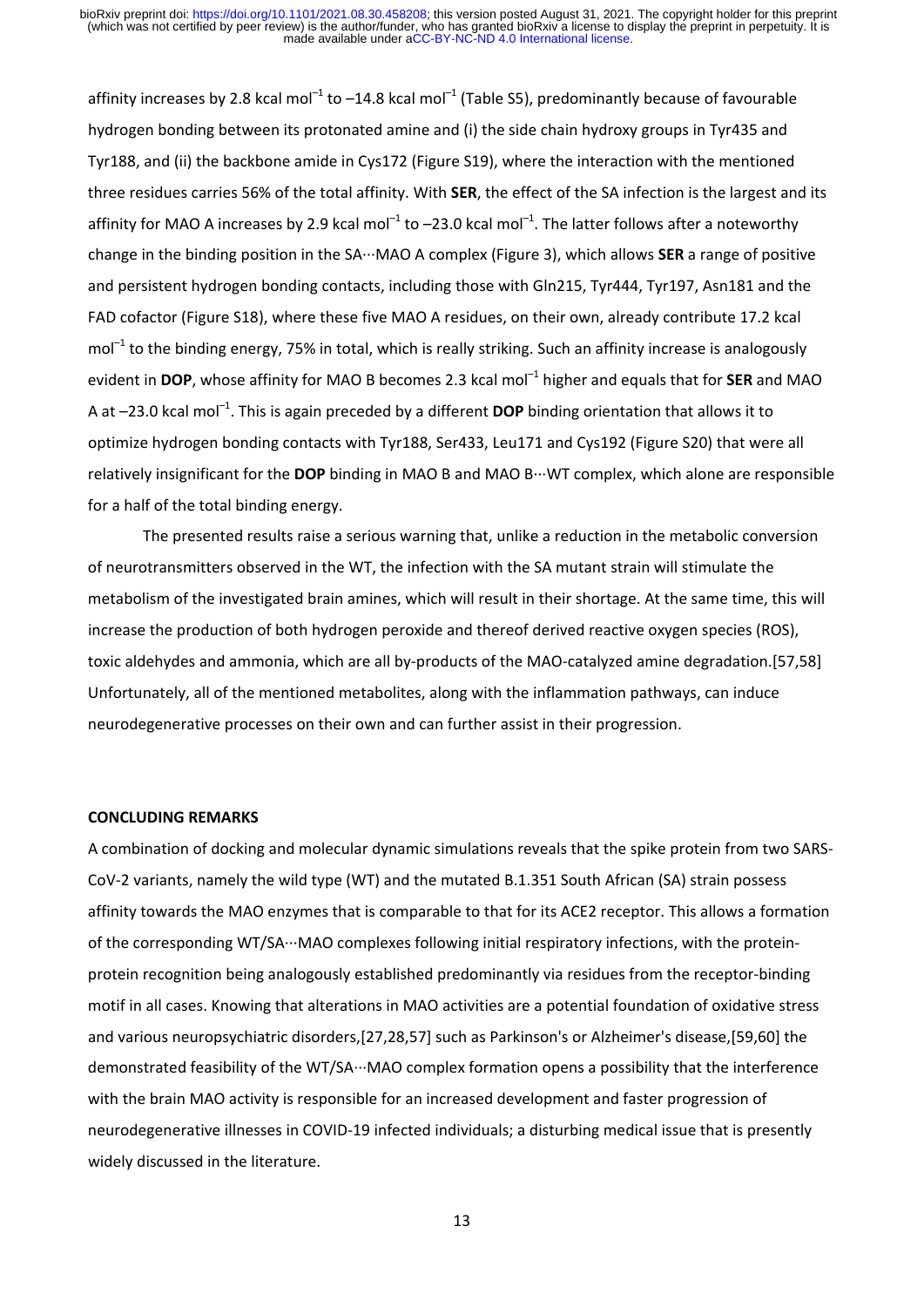affinity increases by 2.8 kcal mol$^{-1}$ to –14.8 kcal mol$^{-1}$ (Table S5), predominantly because of favourable hydrogen bonding between its protonated amine and (i) the side chain hydroxy groups in Tyr435 and Tyr188, and (ii) the backbone amide in Cys172 (Figure S19), where the interaction with the mentioned three residues carries 56% of the total affinity. With **SER**, the effect of the SA infection is the largest and its affinity for MAO A increases by 2.9 kcal mol$^{-1}$ to –23.0 kcal mol$^{-1}$. The latter follows after a noteworthy change in the binding position in the SA···MAO A complex (Figure 3), which allows **SER** a range of positive and persistent hydrogen bonding contacts, including those with Gln215, Tyr444, Tyr197, Asn181 and the FAD cofactor (Figure S18), where these five MAO A residues, on their own, already contribute 17.2 kcal mol$^{-1}$ to the binding energy, 75% in total, which is really striking. Such an affinity increase is analogously evident in **DOP**, whose affinity for MAO B becomes 2.3 kcal mol$^{-1}$ higher and equals that for **SER** and MAO A at –23.0 kcal mol$^{-1}$. This is again preceded by a different **DOP** binding orientation that allows it to optimize hydrogen bonding contacts with Tyr188, Ser433, Leu171 and Cys192 (Figure S20) that were all relatively insignificant for the **DOP** binding in MAO B and MAO B···WT complex, which alone are responsible for a half of the total binding energy.

The presented results raise a serious warning that, unlike a reduction in the metabolic conversion of neurotransmitters observed in the WT, the infection with the SA mutant strain will stimulate the metabolism of the investigated brain amines, which will result in their shortage. At the same time, this will increase the production of both hydrogen peroxide and thereof derived reactive oxygen species (ROS), toxic aldehydes and ammonia, which are all by-products of the MAO-catalyzed amine degradation.[57,58] Unfortunately, all of the mentioned metabolites, along with the inflammation pathways, can induce neurodegenerative processes on their own and can further assist in their progression.

## CONCLUDING REMARKS

A combination of docking and molecular dynamic simulations reveals that the spike protein from two SARS-CoV-2 variants, namely the wild type (WT) and the mutated B.1.351 South African (SA) strain possess affinity towards the MAO enzymes that is comparable to that for its ACE2 receptor. This allows a formation of the corresponding WT/SA···MAO complexes following initial respiratory infections, with the protein-protein recognition being analogously established predominantly via residues from the receptor-binding motif in all cases. Knowing that alterations in MAO activities are a potential foundation of oxidative stress and various neuropsychiatric disorders,[27,28,57] such as Parkinson's or Alzheimer's disease,[59,60] the demonstrated feasibility of the WT/SA···MAO complex formation opens a possibility that the interference with the brain MAO activity is responsible for an increased development and faster progression of neurodegenerative illnesses in COVID-19 infected individuals; a disturbing medical issue that is presently widely discussed in the literature.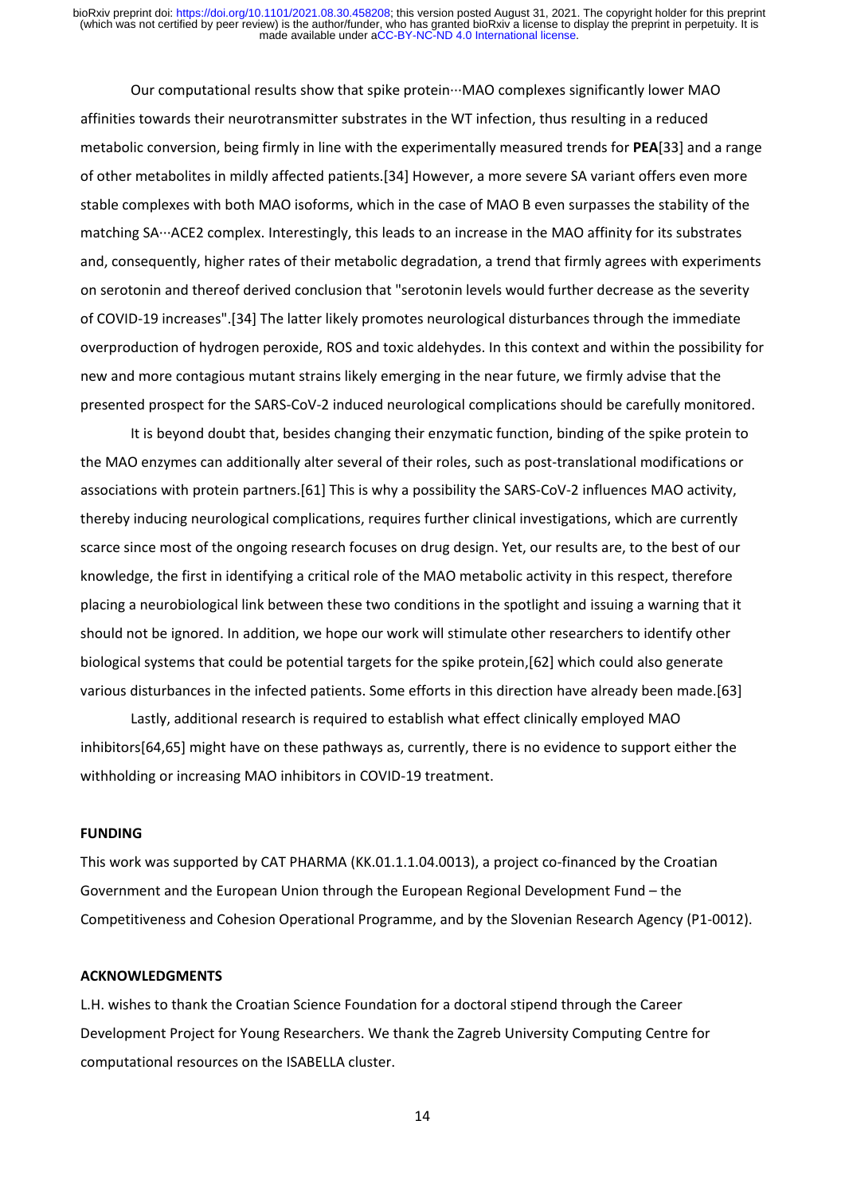Our computational results show that spike protein···MAO complexes significantly lower MAO affinities towards their neurotransmitter substrates in the WT infection, thus resulting in a reduced metabolic conversion, being firmly in line with the experimentally measured trends for **PEA**[33] and a range of other metabolites in mildly affected patients.[34] However, a more severe SA variant offers even more stable complexes with both MAO isoforms, which in the case of MAO B even surpasses the stability of the matching SA···ACE2 complex. Interestingly, this leads to an increase in the MAO affinity for its substrates and, consequently, higher rates of their metabolic degradation, a trend that firmly agrees with experiments on serotonin and thereof derived conclusion that "serotonin levels would further decrease as the severity of COVID-19 increases".[34] The latter likely promotes neurological disturbances through the immediate overproduction of hydrogen peroxide, ROS and toxic aldehydes. In this context and within the possibility for new and more contagious mutant strains likely emerging in the near future, we firmly advise that the presented prospect for the SARS-CoV-2 induced neurological complications should be carefully monitored.

It is beyond doubt that, besides changing their enzymatic function, binding of the spike protein to the MAO enzymes can additionally alter several of their roles, such as post-translational modifications or associations with protein partners.[61] This is why a possibility the SARS-CoV-2 influences MAO activity, thereby inducing neurological complications, requires further clinical investigations, which are currently scarce since most of the ongoing research focuses on drug design. Yet, our results are, to the best of our knowledge, the first in identifying a critical role of the MAO metabolic activity in this respect, therefore placing a neurobiological link between these two conditions in the spotlight and issuing a warning that it should not be ignored. In addition, we hope our work will stimulate other researchers to identify other biological systems that could be potential targets for the spike protein,[62] which could also generate various disturbances in the infected patients. Some efforts in this direction have already been made.[63]

Lastly, additional research is required to establish what effect clinically employed MAO inhibitors[64,65] might have on these pathways as, currently, there is no evidence to support either the withholding or increasing MAO inhibitors in COVID-19 treatment.

## FUNDING

This work was supported by CAT PHARMA (KK.01.1.1.04.0013), a project co-financed by the Croatian Government and the European Union through the European Regional Development Fund – the Competitiveness and Cohesion Operational Programme, and by the Slovenian Research Agency (P1-0012).

## ACKNOWLEDGMENTS

L.H. wishes to thank the Croatian Science Foundation for a doctoral stipend through the Career Development Project for Young Researchers. We thank the Zagreb University Computing Centre for computational resources on the ISABELLA cluster.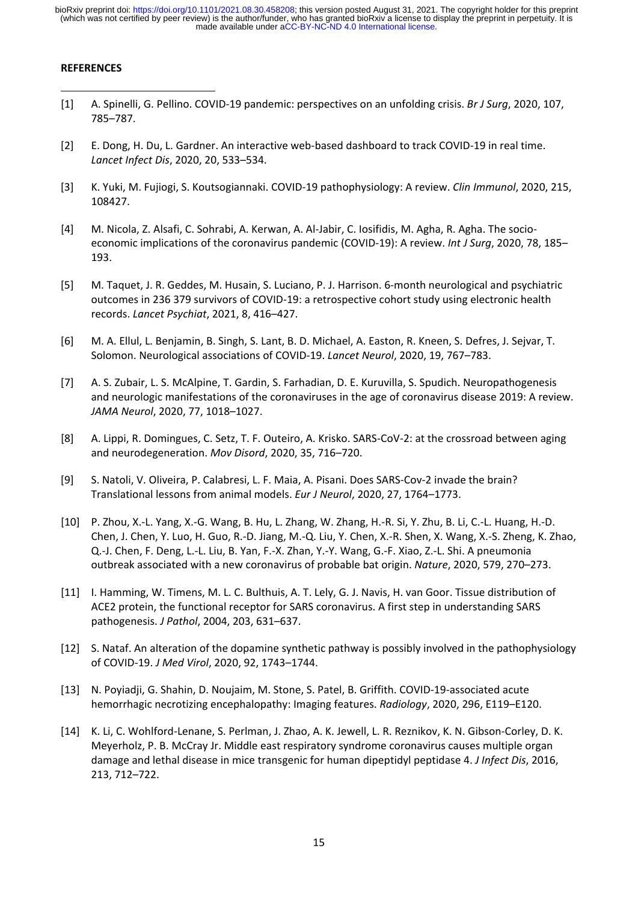**REFERENCES**

[1] A. Spinelli, G. Pellino. COVID-19 pandemic: perspectives on an unfolding crisis. *Br J Surg*, 2020, 107, 785–787.

[2] E. Dong, H. Du, L. Gardner. An interactive web-based dashboard to track COVID-19 in real time. *Lancet Infect Dis*, 2020, 20, 533–534.

[3] K. Yuki, M. Fujiogi, S. Koutsogiannaki. COVID-19 pathophysiology: A review. *Clin Immunol*, 2020, 215, 108427.

[4] M. Nicola, Z. Alsafi, C. Sohrabi, A. Kerwan, A. Al-Jabir, C. Iosifidis, M. Agha, R. Agha. The socio-economic implications of the coronavirus pandemic (COVID-19): A review. *Int J Surg*, 2020, 78, 185–193.

[5] M. Taquet, J. R. Geddes, M. Husain, S. Luciano, P. J. Harrison. 6-month neurological and psychiatric outcomes in 236 379 survivors of COVID-19: a retrospective cohort study using electronic health records. *Lancet Psychiat*, 2021, 8, 416–427.

[6] M. A. Ellul, L. Benjamin, B. Singh, S. Lant, B. D. Michael, A. Easton, R. Kneen, S. Defres, J. Sejvar, T. Solomon. Neurological associations of COVID-19. *Lancet Neurol*, 2020, 19, 767–783.

[7] A. S. Zubair, L. S. McAlpine, T. Gardin, S. Farhadian, D. E. Kuruvilla, S. Spudich. Neuropathogenesis and neurologic manifestations of the coronaviruses in the age of coronavirus disease 2019: A review. *JAMA Neurol*, 2020, 77, 1018–1027.

[8] A. Lippi, R. Domingues, C. Setz, T. F. Outeiro, A. Krisko. SARS-CoV-2: at the crossroad between aging and neurodegeneration. *Mov Disord*, 2020, 35, 716–720.

[9] S. Natoli, V. Oliveira, P. Calabresi, L. F. Maia, A. Pisani. Does SARS-Cov-2 invade the brain? Translational lessons from animal models. *Eur J Neurol*, 2020, 27, 1764–1773.

[10] P. Zhou, X.-L. Yang, X.-G. Wang, B. Hu, L. Zhang, W. Zhang, H.-R. Si, Y. Zhu, B. Li, C.-L. Huang, H.-D. Chen, J. Chen, Y. Luo, H. Guo, R.-D. Jiang, M.-Q. Liu, Y. Chen, X.-R. Shen, X. Wang, X.-S. Zheng, K. Zhao, Q.-J. Chen, F. Deng, L.-L. Liu, B. Yan, F.-X. Zhan, Y.-Y. Wang, G.-F. Xiao, Z.-L. Shi. A pneumonia outbreak associated with a new coronavirus of probable bat origin. *Nature*, 2020, 579, 270–273.

[11] I. Hamming, W. Timens, M. L. C. Bulthuis, A. T. Lely, G. J. Navis, H. van Goor. Tissue distribution of ACE2 protein, the functional receptor for SARS coronavirus. A first step in understanding SARS pathogenesis. *J Pathol*, 2004, 203, 631–637.

[12] S. Nataf. An alteration of the dopamine synthetic pathway is possibly involved in the pathophysiology of COVID-19. *J Med Virol*, 2020, 92, 1743–1744.

[13] N. Poyiadji, G. Shahin, D. Noujaim, M. Stone, S. Patel, B. Griffith. COVID-19-associated acute hemorrhagic necrotizing encephalopathy: Imaging features. *Radiology*, 2020, 296, E119–E120.

[14] K. Li, C. Wohlford-Lenane, S. Perlman, J. Zhao, A. K. Jewell, L. R. Reznikov, K. N. Gibson-Corley, D. K. Meyerholz, P. B. McCray Jr. Middle east respiratory syndrome coronavirus causes multiple organ damage and lethal disease in mice transgenic for human dipeptidyl peptidase 4. *J Infect Dis*, 2016, 213, 712–722.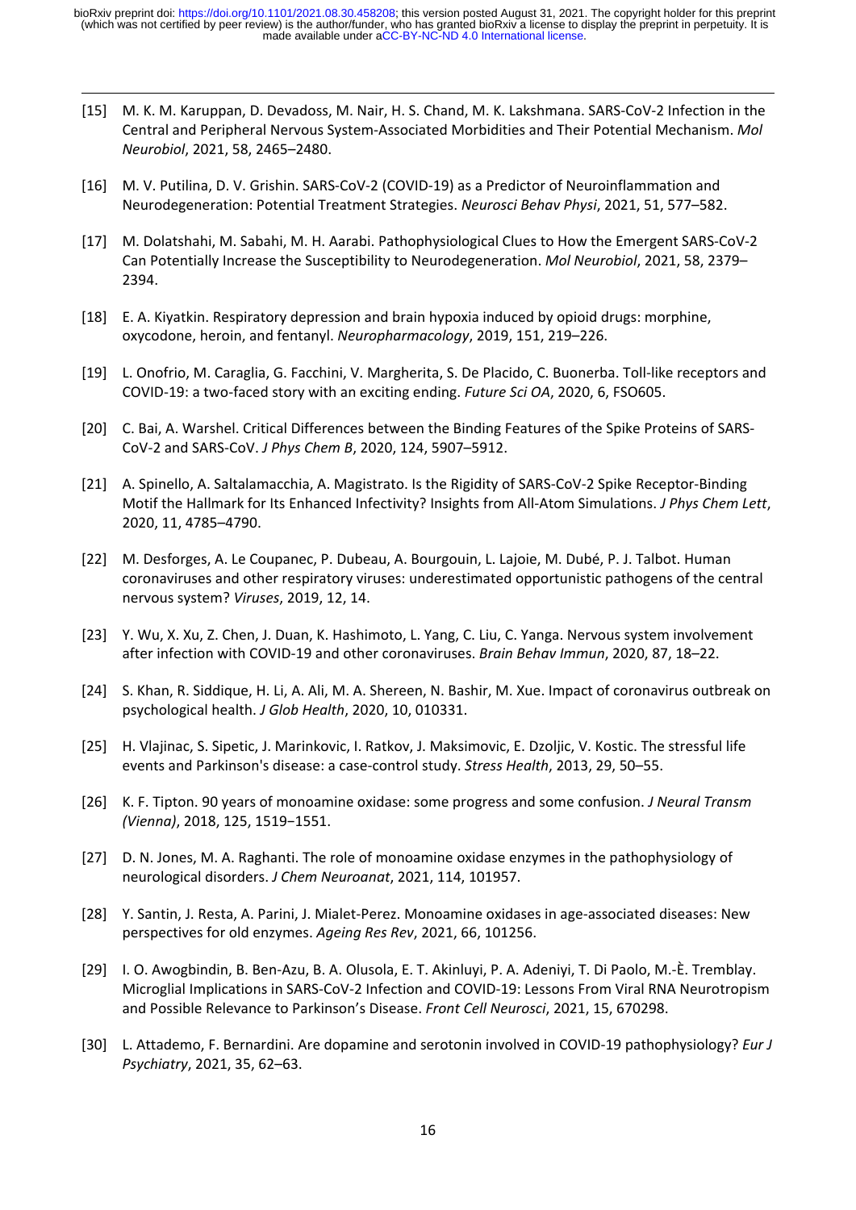[15] M. K. M. Karuppan, D. Devadoss, M. Nair, H. S. Chand, M. K. Lakshmana. SARS-CoV-2 Infection in the Central and Peripheral Nervous System-Associated Morbidities and Their Potential Mechanism. *Mol Neurobiol*, 2021, 58, 2465–2480.

[16] M. V. Putilina, D. V. Grishin. SARS-CoV-2 (COVID-19) as a Predictor of Neuroinflammation and Neurodegeneration: Potential Treatment Strategies. *Neurosci Behav Physi*, 2021, 51, 577–582.

[17] M. Dolatshahi, M. Sabahi, M. H. Aarabi. Pathophysiological Clues to How the Emergent SARS-CoV-2 Can Potentially Increase the Susceptibility to Neurodegeneration. *Mol Neurobiol*, 2021, 58, 2379–2394.

[18] E. A. Kiyatkin. Respiratory depression and brain hypoxia induced by opioid drugs: morphine, oxycodone, heroin, and fentanyl. *Neuropharmacology*, 2019, 151, 219–226.

[19] L. Onofrio, M. Caraglia, G. Facchini, V. Margherita, S. De Placido, C. Buonerba. Toll-like receptors and COVID-19: a two-faced story with an exciting ending. *Future Sci OA*, 2020, 6, FSO605.

[20] C. Bai, A. Warshel. Critical Differences between the Binding Features of the Spike Proteins of SARS-CoV-2 and SARS-CoV. *J Phys Chem B*, 2020, 124, 5907–5912.

[21] A. Spinello, A. Saltalamacchia, A. Magistrato. Is the Rigidity of SARS-CoV-2 Spike Receptor-Binding Motif the Hallmark for Its Enhanced Infectivity? Insights from All-Atom Simulations. *J Phys Chem Lett*, 2020, 11, 4785–4790.

[22] M. Desforges, A. Le Coupanec, P. Dubeau, A. Bourgouin, L. Lajoie, M. Dubé, P. J. Talbot. Human coronaviruses and other respiratory viruses: underestimated opportunistic pathogens of the central nervous system? *Viruses*, 2019, 12, 14.

[23] Y. Wu, X. Xu, Z. Chen, J. Duan, K. Hashimoto, L. Yang, C. Liu, C. Yanga. Nervous system involvement after infection with COVID-19 and other coronaviruses. *Brain Behav Immun*, 2020, 87, 18–22.

[24] S. Khan, R. Siddique, H. Li, A. Ali, M. A. Shereen, N. Bashir, M. Xue. Impact of coronavirus outbreak on psychological health. *J Glob Health*, 2020, 10, 010331.

[25] H. Vlajinac, S. Sipetic, J. Marinkovic, I. Ratkov, J. Maksimovic, E. Dzoljic, V. Kostic. The stressful life events and Parkinson's disease: a case-control study. *Stress Health*, 2013, 29, 50–55.

[26] K. F. Tipton. 90 years of monoamine oxidase: some progress and some confusion. *J Neural Transm (Vienna)*, 2018, 125, 1519−1551.

[27] D. N. Jones, M. A. Raghanti. The role of monoamine oxidase enzymes in the pathophysiology of neurological disorders. *J Chem Neuroanat*, 2021, 114, 101957.

[28] Y. Santin, J. Resta, A. Parini, J. Mialet-Perez. Monoamine oxidases in age-associated diseases: New perspectives for old enzymes. *Ageing Res Rev*, 2021, 66, 101256.

[29] I. O. Awogbindin, B. Ben-Azu, B. A. Olusola, E. T. Akinluyi, P. A. Adeniyi, T. Di Paolo, M.-È. Tremblay. Microglial Implications in SARS-CoV-2 Infection and COVID-19: Lessons From Viral RNA Neurotropism and Possible Relevance to Parkinson's Disease. *Front Cell Neurosci*, 2021, 15, 670298.

[30] L. Attademo, F. Bernardini. Are dopamine and serotonin involved in COVID-19 pathophysiology? *Eur J Psychiatry*, 2021, 35, 62–63.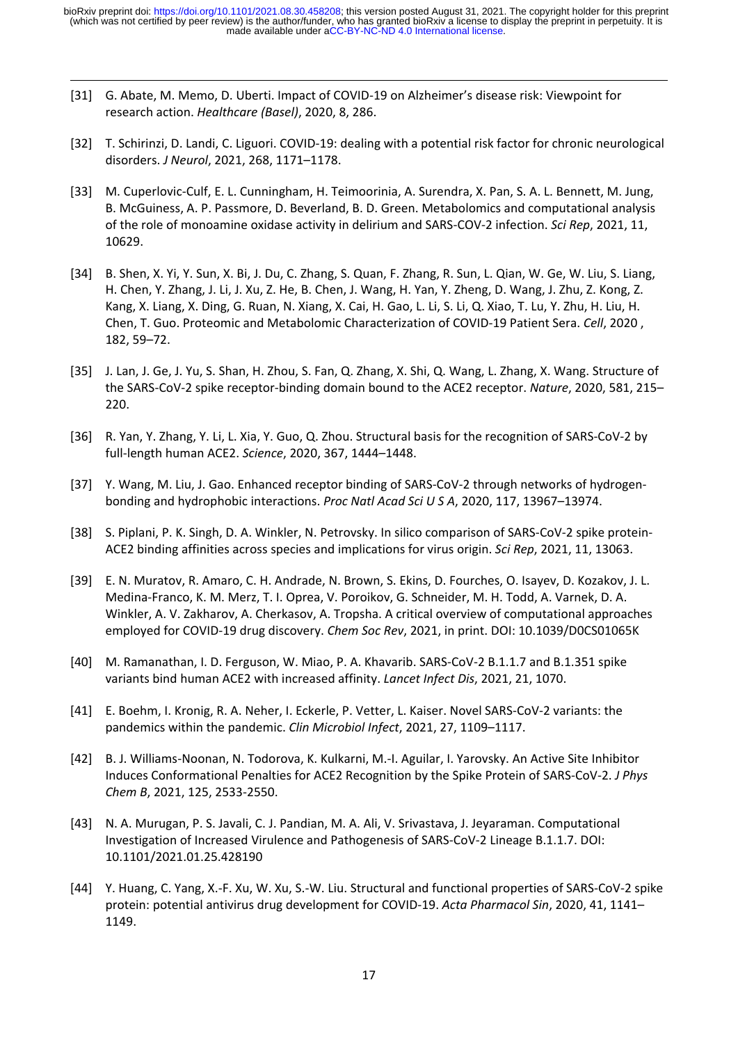[31] G. Abate, M. Memo, D. Uberti. Impact of COVID-19 on Alzheimer's disease risk: Viewpoint for research action. *Healthcare (Basel)*, 2020, 8, 286.

[32] T. Schirinzi, D. Landi, C. Liguori. COVID-19: dealing with a potential risk factor for chronic neurological disorders. *J Neurol*, 2021, 268, 1171–1178.

[33] M. Cuperlovic-Culf, E. L. Cunningham, H. Teimoorinia, A. Surendra, X. Pan, S. A. L. Bennett, M. Jung, B. McGuiness, A. P. Passmore, D. Beverland, B. D. Green. Metabolomics and computational analysis of the role of monoamine oxidase activity in delirium and SARS-COV-2 infection. *Sci Rep*, 2021, 11, 10629.

[34] B. Shen, X. Yi, Y. Sun, X. Bi, J. Du, C. Zhang, S. Quan, F. Zhang, R. Sun, L. Qian, W. Ge, W. Liu, S. Liang, H. Chen, Y. Zhang, J. Li, J. Xu, Z. He, B. Chen, J. Wang, H. Yan, Y. Zheng, D. Wang, J. Zhu, Z. Kong, Z. Kang, X. Liang, X. Ding, G. Ruan, N. Xiang, X. Cai, H. Gao, L. Li, S. Li, Q. Xiao, T. Lu, Y. Zhu, H. Liu, H. Chen, T. Guo. Proteomic and Metabolomic Characterization of COVID-19 Patient Sera. *Cell*, 2020 , 182, 59–72.

[35] J. Lan, J. Ge, J. Yu, S. Shan, H. Zhou, S. Fan, Q. Zhang, X. Shi, Q. Wang, L. Zhang, X. Wang. Structure of the SARS-CoV-2 spike receptor-binding domain bound to the ACE2 receptor. *Nature*, 2020, 581, 215–220.

[36] R. Yan, Y. Zhang, Y. Li, L. Xia, Y. Guo, Q. Zhou. Structural basis for the recognition of SARS-CoV-2 by full-length human ACE2. *Science*, 2020, 367, 1444–1448.

[37] Y. Wang, M. Liu, J. Gao. Enhanced receptor binding of SARS-CoV-2 through networks of hydrogen-bonding and hydrophobic interactions. *Proc Natl Acad Sci U S A*, 2020, 117, 13967–13974.

[38] S. Piplani, P. K. Singh, D. A. Winkler, N. Petrovsky. In silico comparison of SARS-CoV-2 spike protein-ACE2 binding affinities across species and implications for virus origin. *Sci Rep*, 2021, 11, 13063.

[39] E. N. Muratov, R. Amaro, C. H. Andrade, N. Brown, S. Ekins, D. Fourches, O. Isayev, D. Kozakov, J. L. Medina-Franco, K. M. Merz, T. I. Oprea, V. Poroikov, G. Schneider, M. H. Todd, A. Varnek, D. A. Winkler, A. V. Zakharov, A. Cherkasov, A. Tropsha. A critical overview of computational approaches employed for COVID-19 drug discovery. *Chem Soc Rev*, 2021, in print. DOI: 10.1039/D0CS01065K

[40] M. Ramanathan, I. D. Ferguson, W. Miao, P. A. Khavarib. SARS-CoV-2 B.1.1.7 and B.1.351 spike variants bind human ACE2 with increased affinity. *Lancet Infect Dis*, 2021, 21, 1070.

[41] E. Boehm, I. Kronig, R. A. Neher, I. Eckerle, P. Vetter, L. Kaiser. Novel SARS-CoV-2 variants: the pandemics within the pandemic. *Clin Microbiol Infect*, 2021, 27, 1109–1117.

[42] B. J. Williams-Noonan, N. Todorova, K. Kulkarni, M.-I. Aguilar, I. Yarovsky. An Active Site Inhibitor Induces Conformational Penalties for ACE2 Recognition by the Spike Protein of SARS-CoV-2. *J Phys Chem B*, 2021, 125, 2533-2550.

[43] N. A. Murugan, P. S. Javali, C. J. Pandian, M. A. Ali, V. Srivastava, J. Jeyaraman. Computational Investigation of Increased Virulence and Pathogenesis of SARS-CoV-2 Lineage B.1.1.7. DOI: 10.1101/2021.01.25.428190

[44] Y. Huang, C. Yang, X.-F. Xu, W. Xu, S.-W. Liu. Structural and functional properties of SARS-CoV-2 spike protein: potential antivirus drug development for COVID-19. *Acta Pharmacol Sin*, 2020, 41, 1141–1149.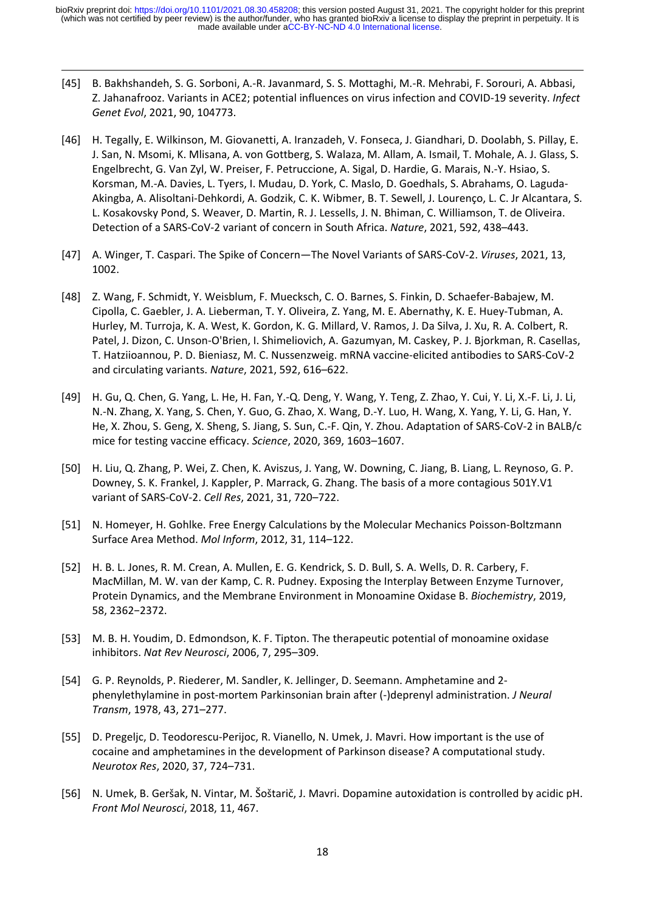[45] B. Bakhshandeh, S. G. Sorboni, A.-R. Javanmard, S. S. Mottaghi, M.-R. Mehrabi, F. Sorouri, A. Abbasi, Z. Jahanafrooz. Variants in ACE2; potential influences on virus infection and COVID-19 severity. *Infect Genet Evol*, 2021, 90, 104773.

[46] H. Tegally, E. Wilkinson, M. Giovanetti, A. Iranzadeh, V. Fonseca, J. Giandhari, D. Doolabh, S. Pillay, E. J. San, N. Msomi, K. Mlisana, A. von Gottberg, S. Walaza, M. Allam, A. Ismail, T. Mohale, A. J. Glass, S. Engelbrecht, G. Van Zyl, W. Preiser, F. Petruccione, A. Sigal, D. Hardie, G. Marais, N.-Y. Hsiao, S. Korsman, M.-A. Davies, L. Tyers, I. Mudau, D. York, C. Maslo, D. Goedhals, S. Abrahams, O. Laguda-Akingba, A. Alisoltani-Dehkordi, A. Godzik, C. K. Wibmer, B. T. Sewell, J. Lourenço, L. C. Jr Alcantara, S. L. Kosakovsky Pond, S. Weaver, D. Martin, R. J. Lessells, J. N. Bhiman, C. Williamson, T. de Oliveira. Detection of a SARS-CoV-2 variant of concern in South Africa. *Nature*, 2021, 592, 438–443.

[47] A. Winger, T. Caspari. The Spike of Concern—The Novel Variants of SARS-CoV-2. *Viruses*, 2021, 13, 1002.

[48] Z. Wang, F. Schmidt, Y. Weisblum, F. Muecksch, C. O. Barnes, S. Finkin, D. Schaefer-Babajew, M. Cipolla, C. Gaebler, J. A. Lieberman, T. Y. Oliveira, Z. Yang, M. E. Abernathy, K. E. Huey-Tubman, A. Hurley, M. Turroja, K. A. West, K. Gordon, K. G. Millard, V. Ramos, J. Da Silva, J. Xu, R. A. Colbert, R. Patel, J. Dizon, C. Unson-O'Brien, I. Shimeliovich, A. Gazumyan, M. Caskey, P. J. Bjorkman, R. Casellas, T. Hatziioannou, P. D. Bieniasz, M. C. Nussenzweig. mRNA vaccine-elicited antibodies to SARS-CoV-2 and circulating variants. *Nature*, 2021, 592, 616–622.

[49] H. Gu, Q. Chen, G. Yang, L. He, H. Fan, Y.-Q. Deng, Y. Wang, Y. Teng, Z. Zhao, Y. Cui, Y. Li, X.-F. Li, J. Li, N.-N. Zhang, X. Yang, S. Chen, Y. Guo, G. Zhao, X. Wang, D.-Y. Luo, H. Wang, X. Yang, Y. Li, G. Han, Y. He, X. Zhou, S. Geng, X. Sheng, S. Jiang, S. Sun, C.-F. Qin, Y. Zhou. Adaptation of SARS-CoV-2 in BALB/c mice for testing vaccine efficacy. *Science*, 2020, 369, 1603–1607.

[50] H. Liu, Q. Zhang, P. Wei, Z. Chen, K. Aviszus, J. Yang, W. Downing, C. Jiang, B. Liang, L. Reynoso, G. P. Downey, S. K. Frankel, J. Kappler, P. Marrack, G. Zhang. The basis of a more contagious 501Y.V1 variant of SARS-CoV-2. *Cell Res*, 2021, 31, 720–722.

[51] N. Homeyer, H. Gohlke. Free Energy Calculations by the Molecular Mechanics Poisson-Boltzmann Surface Area Method. *Mol Inform*, 2012, 31, 114–122.

[52] H. B. L. Jones, R. M. Crean, A. Mullen, E. G. Kendrick, S. D. Bull, S. A. Wells, D. R. Carbery, F. MacMillan, M. W. van der Kamp, C. R. Pudney. Exposing the Interplay Between Enzyme Turnover, Protein Dynamics, and the Membrane Environment in Monoamine Oxidase B. *Biochemistry*, 2019, 58, 2362−2372.

[53] M. B. H. Youdim, D. Edmondson, K. F. Tipton. The therapeutic potential of monoamine oxidase inhibitors. *Nat Rev Neurosci*, 2006, 7, 295–309.

[54] G. P. Reynolds, P. Riederer, M. Sandler, K. Jellinger, D. Seemann. Amphetamine and 2-phenylethylamine in post-mortem Parkinsonian brain after (-)deprenyl administration. *J Neural Transm*, 1978, 43, 271–277.

[55] D. Pregeljc, D. Teodorescu-Perijoc, R. Vianello, N. Umek, J. Mavri. How important is the use of cocaine and amphetamines in the development of Parkinson disease? A computational study. *Neurotox Res*, 2020, 37, 724–731.

[56] N. Umek, B. Geršak, N. Vintar, M. Šoštarič, J. Mavri. Dopamine autoxidation is controlled by acidic pH. *Front Mol Neurosci*, 2018, 11, 467.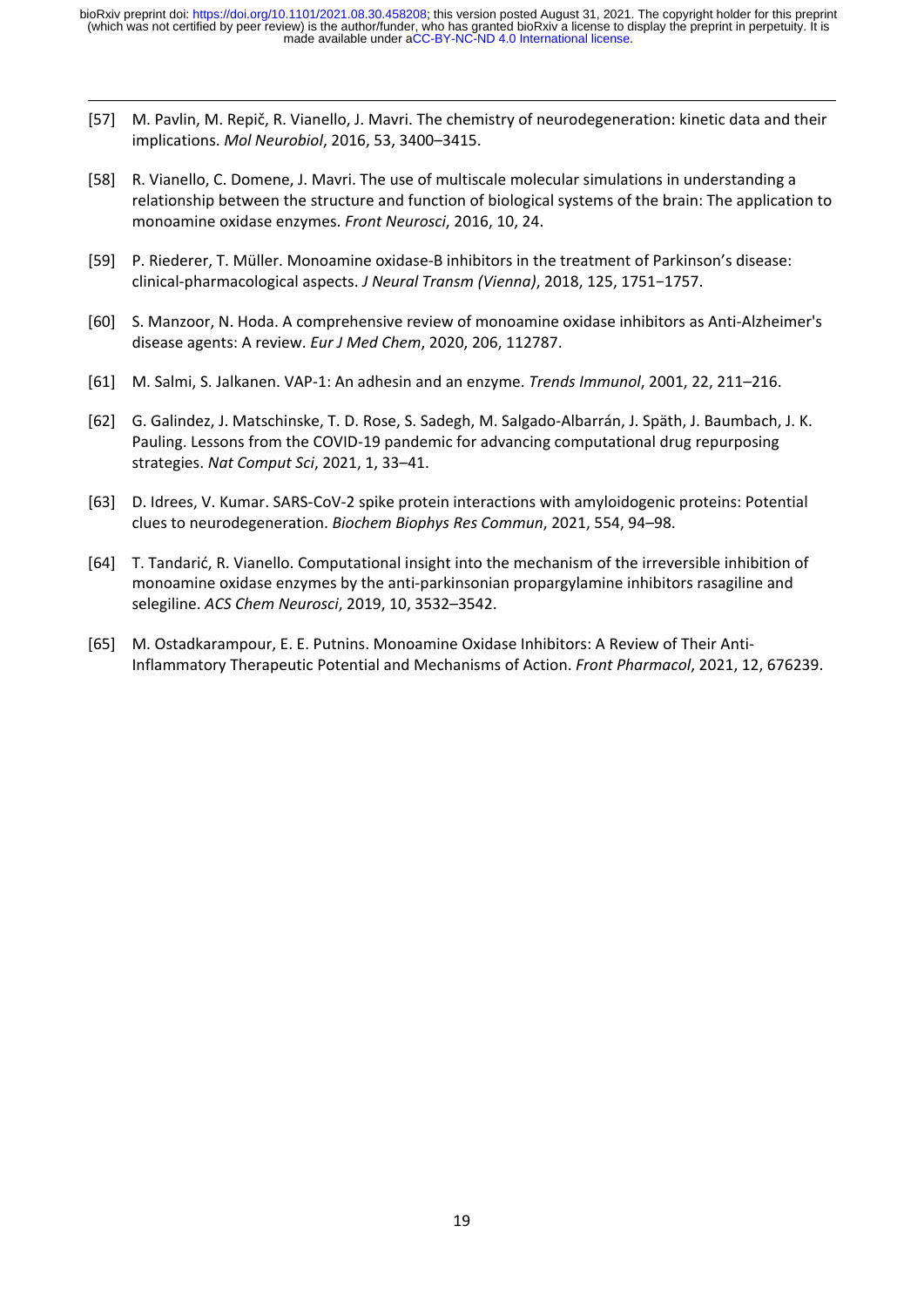[57] M. Pavlin, M. Repič, R. Vianello, J. Mavri. The chemistry of neurodegeneration: kinetic data and their implications. *Mol Neurobiol*, 2016, 53, 3400–3415.

[58] R. Vianello, C. Domene, J. Mavri. The use of multiscale molecular simulations in understanding a relationship between the structure and function of biological systems of the brain: The application to monoamine oxidase enzymes. *Front Neurosci*, 2016, 10, 24.

[59] P. Riederer, T. Müller. Monoamine oxidase-B inhibitors in the treatment of Parkinson's disease: clinical-pharmacological aspects. *J Neural Transm (Vienna)*, 2018, 125, 1751−1757.

[60] S. Manzoor, N. Hoda. A comprehensive review of monoamine oxidase inhibitors as Anti-Alzheimer's disease agents: A review. *Eur J Med Chem*, 2020, 206, 112787.

[61] M. Salmi, S. Jalkanen. VAP-1: An adhesin and an enzyme. *Trends Immunol*, 2001, 22, 211–216.

[62] G. Galindez, J. Matschinske, T. D. Rose, S. Sadegh, M. Salgado-Albarrán, J. Späth, J. Baumbach, J. K. Pauling. Lessons from the COVID-19 pandemic for advancing computational drug repurposing strategies. *Nat Comput Sci*, 2021, 1, 33–41.

[63] D. Idrees, V. Kumar. SARS-CoV-2 spike protein interactions with amyloidogenic proteins: Potential clues to neurodegeneration. *Biochem Biophys Res Commun*, 2021, 554, 94–98.

[64] T. Tandarić, R. Vianello. Computational insight into the mechanism of the irreversible inhibition of monoamine oxidase enzymes by the anti-parkinsonian propargylamine inhibitors rasagiline and selegiline. *ACS Chem Neurosci*, 2019, 10, 3532–3542.

[65] M. Ostadkarampour, E. E. Putnins. Monoamine Oxidase Inhibitors: A Review of Their Anti-Inflammatory Therapeutic Potential and Mechanisms of Action. *Front Pharmacol*, 2021, 12, 676239.